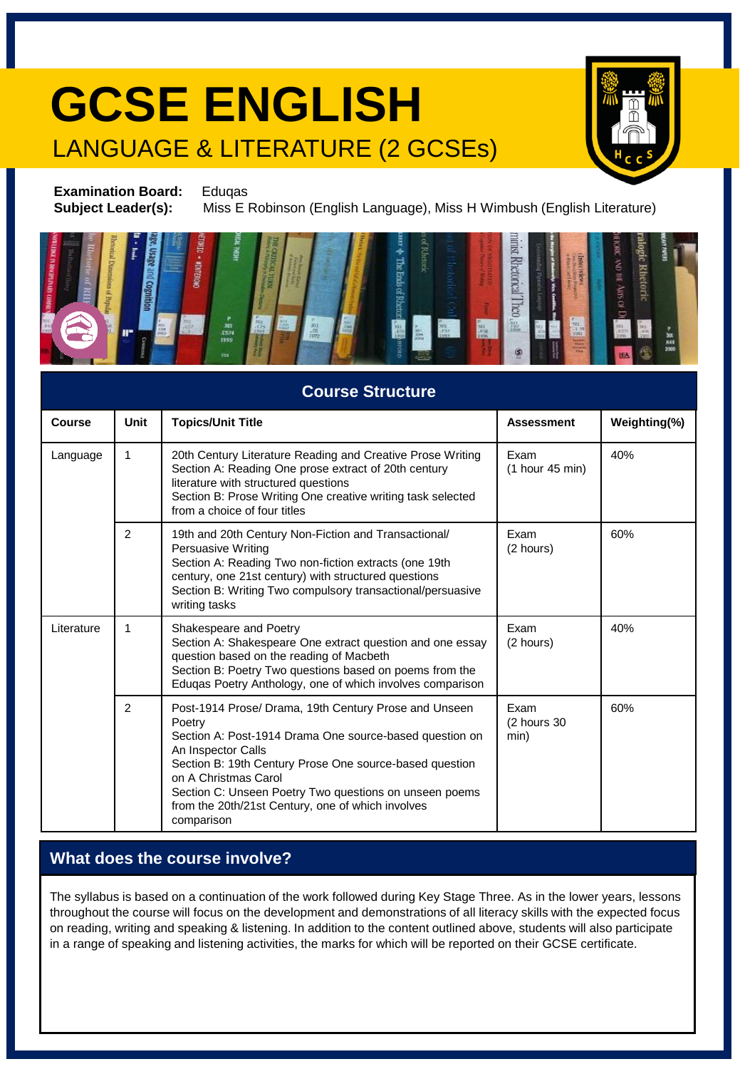# GCSE ENGLISH

## LANGUAGE & LITERATURE (2 GCSEs)

**Examination Board:** Eduqas
**Subject Leader(s):** Miss E Robinson (English Language), Miss H Wimbush (English Literature)

## Course Structure

| Course | Unit | Topics/Unit Title | Assessment | Weighting(%) |
|---|---|---|---|---|
| Language | 1 | 20th Century Literature Reading and Creative Prose Writing<br>Section A: Reading One prose extract of 20th century literature with structured questions<br>Section B: Prose Writing One creative writing task selected from a choice of four titles | Exam<br>(1 hour 45 min) | 40% |
| | 2 | 19th and 20th Century Non-Fiction and Transactional/ Persuasive Writing<br>Section A: Reading Two non-fiction extracts (one 19th century, one 21st century) with structured questions<br>Section B: Writing Two compulsory transactional/persuasive writing tasks | Exam<br>(2 hours) | 60% |
| Literature | 1 | Shakespeare and Poetry<br>Section A: Shakespeare One extract question and one essay question based on the reading of Macbeth<br>Section B: Poetry Two questions based on poems from the Eduqas Poetry Anthology, one of which involves comparison | Exam<br>(2 hours) | 40% |
| | 2 | Post-1914 Prose/ Drama, 19th Century Prose and Unseen Poetry<br>Section A: Post-1914 Drama One source-based question on An Inspector Calls<br>Section B: 19th Century Prose One source-based question on A Christmas Carol<br>Section C: Unseen Poetry Two questions on unseen poems from the 20th/21st Century, one of which involves comparison | Exam<br>(2 hours 30 min) | 60% |

## What does the course involve?

The syllabus is based on a continuation of the work followed during Key Stage Three. As in the lower years, lessons throughout the course will focus on the development and demonstrations of all literacy skills with the expected focus on reading, writing and speaking & listening. In addition to the content outlined above, students will also participate in a range of speaking and listening activities, the marks for which will be reported on their GCSE certificate.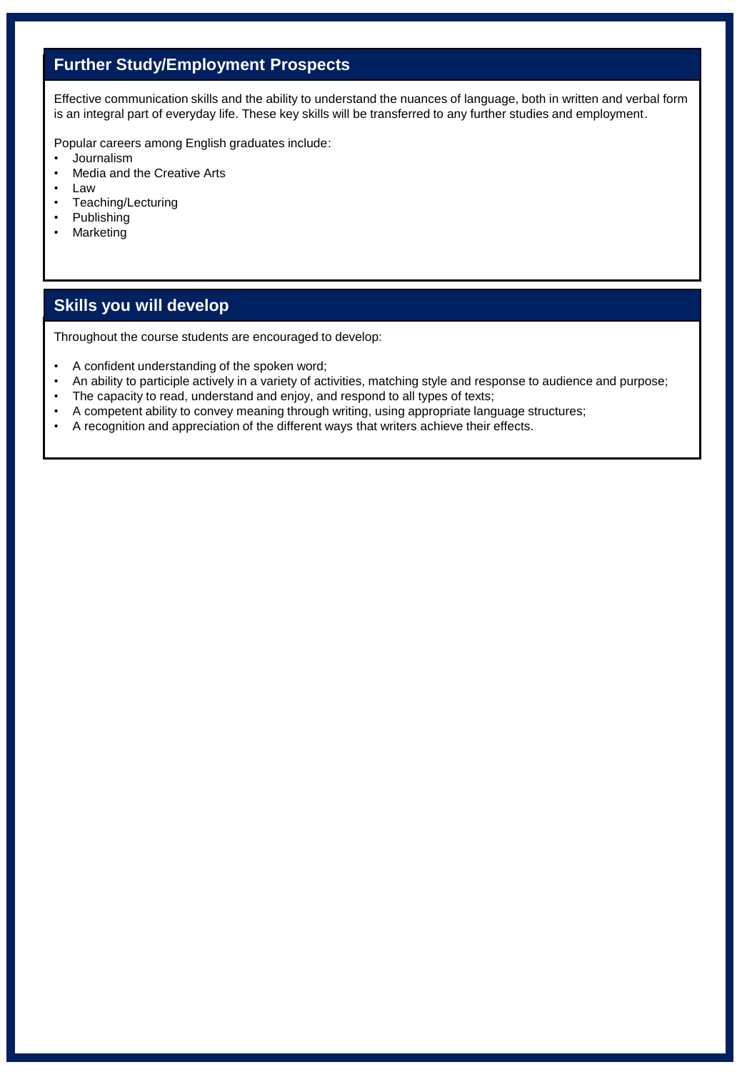## Further Study/Employment Prospects

Effective communication skills and the ability to understand the nuances of language, both in written and verbal form is an integral part of everyday life. These key skills will be transferred to any further studies and employment.

Popular careers among English graduates include:

- Journalism
- Media and the Creative Arts
- Law
- Teaching/Lecturing
- Publishing
- Marketing

## Skills you will develop

Throughout the course students are encouraged to develop:

- A confident understanding of the spoken word;
- An ability to participle actively in a variety of activities, matching style and response to audience and purpose;
- The capacity to read, understand and enjoy, and respond to all types of texts;
- A competent ability to convey meaning through writing, using appropriate language structures;
- A recognition and appreciation of the different ways that writers achieve their effects.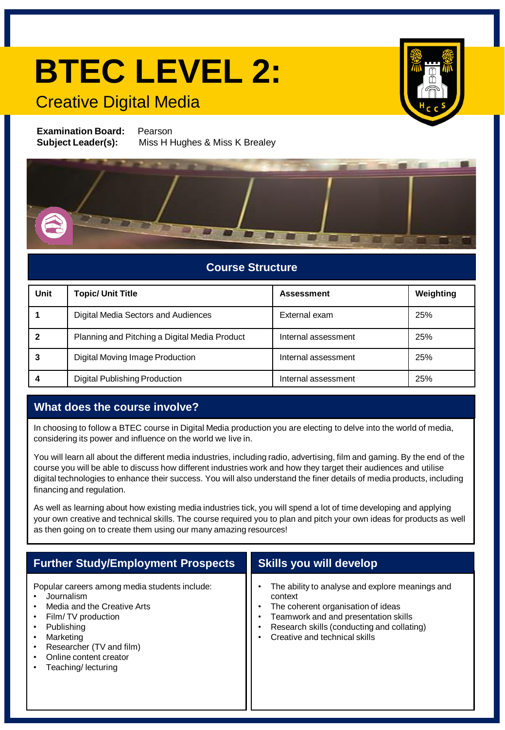# BTEC LEVEL 2:

## Creative Digital Media

**Examination Board:** Pearson
**Subject Leader(s):** Miss H Hughes & Miss K Brealey

## Course Structure

| Unit | Topic/ Unit Title | Assessment | Weighting |
|---|---|---|---|
| **1** | Digital Media Sectors and Audiences | External exam | 25% |
| **2** | Planning and Pitching a Digital Media Product | Internal assessment | 25% |
| **3** | Digital Moving Image Production | Internal assessment | 25% |
| **4** | Digital Publishing Production | Internal assessment | 25% |

## What does the course involve?

In choosing to follow a BTEC course in Digital Media production you are electing to delve into the world of media, considering its power and influence on the world we live in.

You will learn all about the different media industries, including radio, advertising, film and gaming. By the end of the course you will be able to discuss how different industries work and how they target their audiences and utilise digital technologies to enhance their success. You will also understand the finer details of media products, including financing and regulation.

As well as learning about how existing media industries tick, you will spend a lot of time developing and applying your own creative and technical skills. The course required you to plan and pitch your own ideas for products as well as then going on to create them using our many amazing resources!

## Further Study/Employment Prospects

Popular careers among media students include:

- Journalism
- Media and the Creative Arts
- Film/ TV production
- Publishing
- Marketing
- Researcher (TV and film)
- Online content creator
- Teaching/ lecturing

## Skills you will develop

- The ability to analyse and explore meanings and context
- The coherent organisation of ideas
- Teamwork and and presentation skills
- Research skills (conducting and collating)
- Creative and technical skills